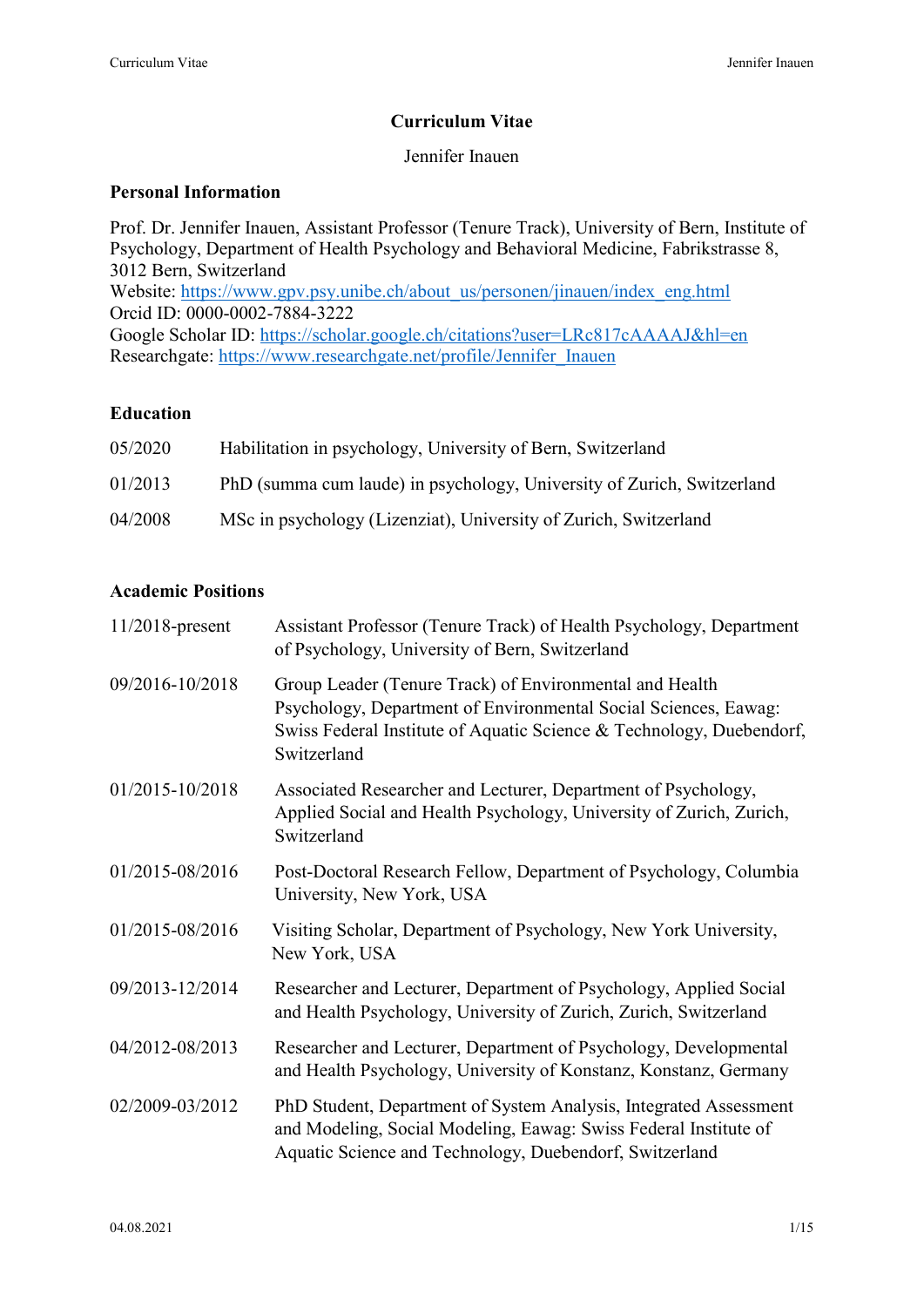# Curriculum Vitae

Jennifer Inauen

## Personal Information

Prof. Dr. Jennifer Inauen, Assistant Professor (Tenure Track), University of Bern, Institute of Psychology, Department of Health Psychology and Behavioral Medicine, Fabrikstrasse 8, 3012 Bern, Switzerland
Website: https://www.gpv.psy.unibe.ch/about_us/personen/jinauen/index_eng.html
Orcid ID: 0000-0002-7884-3222
Google Scholar ID: https://scholar.google.ch/citations?user=LRc817cAAAAJ&hl=en
Researchgate: https://www.researchgate.net/profile/Jennifer_Inauen

## Education

| | |
|---|---|
| 05/2020 | Habilitation in psychology, University of Bern, Switzerland |
| 01/2013 | PhD (summa cum laude) in psychology, University of Zurich, Switzerland |
| 04/2008 | MSc in psychology (Lizenziat), University of Zurich, Switzerland |

## Academic Positions

| | |
|---|---|
| 11/2018-present | Assistant Professor (Tenure Track) of Health Psychology, Department of Psychology, University of Bern, Switzerland |
| 09/2016-10/2018 | Group Leader (Tenure Track) of Environmental and Health Psychology, Department of Environmental Social Sciences, Eawag: Swiss Federal Institute of Aquatic Science & Technology, Duebendorf, Switzerland |
| 01/2015-10/2018 | Associated Researcher and Lecturer, Department of Psychology, Applied Social and Health Psychology, University of Zurich, Zurich, Switzerland |
| 01/2015-08/2016 | Post-Doctoral Research Fellow, Department of Psychology, Columbia University, New York, USA |
| 01/2015-08/2016 | Visiting Scholar, Department of Psychology, New York University, New York, USA |
| 09/2013-12/2014 | Researcher and Lecturer, Department of Psychology, Applied Social and Health Psychology, University of Zurich, Zurich, Switzerland |
| 04/2012-08/2013 | Researcher and Lecturer, Department of Psychology, Developmental and Health Psychology, University of Konstanz, Konstanz, Germany |
| 02/2009-03/2012 | PhD Student, Department of System Analysis, Integrated Assessment and Modeling, Social Modeling, Eawag: Swiss Federal Institute of Aquatic Science and Technology, Duebendorf, Switzerland |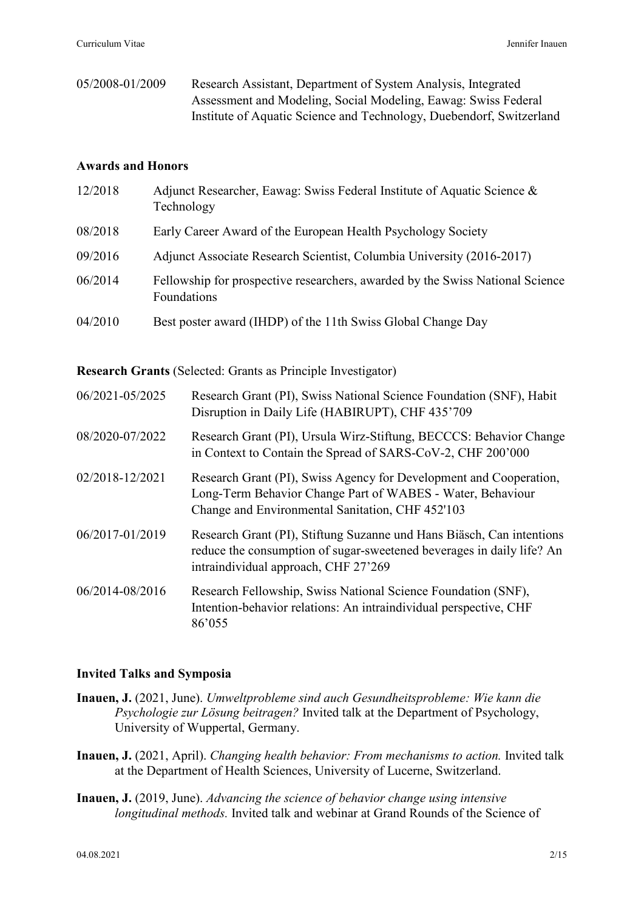| | |
|---|---|
| 05/2008-01/2009 | Research Assistant, Department of System Analysis, Integrated Assessment and Modeling, Social Modeling, Eawag: Swiss Federal Institute of Aquatic Science and Technology, Duebendorf, Switzerland |

**Awards and Honors**

| | |
|---|---|
| 12/2018 | Adjunct Researcher, Eawag: Swiss Federal Institute of Aquatic Science & Technology |
| 08/2018 | Early Career Award of the European Health Psychology Society |
| 09/2016 | Adjunct Associate Research Scientist, Columbia University (2016-2017) |
| 06/2014 | Fellowship for prospective researchers, awarded by the Swiss National Science Foundations |
| 04/2010 | Best poster award (IHDP) of the 11th Swiss Global Change Day |

**Research Grants** (Selected: Grants as Principle Investigator)

| | |
|---|---|
| 06/2021-05/2025 | Research Grant (PI), Swiss National Science Foundation (SNF), Habit Disruption in Daily Life (HABIRUPT), CHF 435'709 |
| 08/2020-07/2022 | Research Grant (PI), Ursula Wirz-Stiftung, BECCCS: Behavior Change in Context to Contain the Spread of SARS-CoV-2, CHF 200'000 |
| 02/2018-12/2021 | Research Grant (PI), Swiss Agency for Development and Cooperation, Long-Term Behavior Change Part of WABES - Water, Behaviour Change and Environmental Sanitation, CHF 452'103 |
| 06/2017-01/2019 | Research Grant (PI), Stiftung Suzanne und Hans Biäsch, Can intentions reduce the consumption of sugar-sweetened beverages in daily life? An intraindividual approach, CHF 27'269 |
| 06/2014-08/2016 | Research Fellowship, Swiss National Science Foundation (SNF), Intention-behavior relations: An intraindividual perspective, CHF 86'055 |

**Invited Talks and Symposia**

**Inauen, J.** (2021, June). *Umweltprobleme sind auch Gesundheitsprobleme: Wie kann die Psychologie zur Lösung beitragen?* Invited talk at the Department of Psychology, University of Wuppertal, Germany.

**Inauen, J.** (2021, April). *Changing health behavior: From mechanisms to action.* Invited talk at the Department of Health Sciences, University of Lucerne, Switzerland.

**Inauen, J.** (2019, June). *Advancing the science of behavior change using intensive longitudinal methods.* Invited talk and webinar at Grand Rounds of the Science of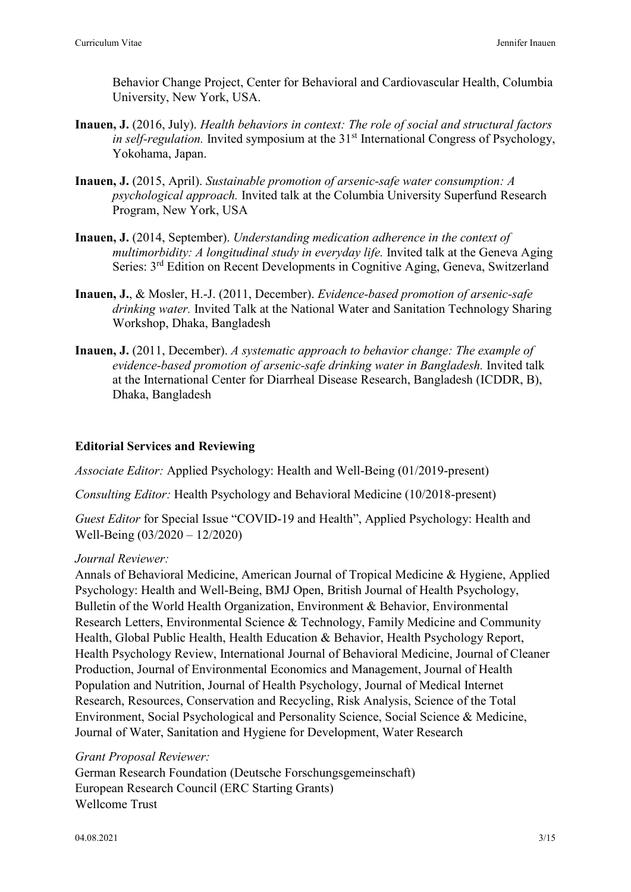Behavior Change Project, Center for Behavioral and Cardiovascular Health, Columbia University, New York, USA.

**Inauen, J.** (2016, July). *Health behaviors in context: The role of social and structural factors in self-regulation.* Invited symposium at the 31st International Congress of Psychology, Yokohama, Japan.

**Inauen, J.** (2015, April). *Sustainable promotion of arsenic-safe water consumption: A psychological approach.* Invited talk at the Columbia University Superfund Research Program, New York, USA

**Inauen, J.** (2014, September). *Understanding medication adherence in the context of multimorbidity: A longitudinal study in everyday life.* Invited talk at the Geneva Aging Series: 3rd Edition on Recent Developments in Cognitive Aging, Geneva, Switzerland

**Inauen, J.**, & Mosler, H.-J. (2011, December). *Evidence-based promotion of arsenic-safe drinking water.* Invited Talk at the National Water and Sanitation Technology Sharing Workshop, Dhaka, Bangladesh

**Inauen, J.** (2011, December). *A systematic approach to behavior change: The example of evidence-based promotion of arsenic-safe drinking water in Bangladesh.* Invited talk at the International Center for Diarrheal Disease Research, Bangladesh (ICDDR, B), Dhaka, Bangladesh

## Editorial Services and Reviewing

*Associate Editor:* Applied Psychology: Health and Well-Being (01/2019-present)

*Consulting Editor:* Health Psychology and Behavioral Medicine (10/2018-present)

*Guest Editor* for Special Issue "COVID-19 and Health", Applied Psychology: Health and Well-Being (03/2020 – 12/2020)

*Journal Reviewer:*
Annals of Behavioral Medicine, American Journal of Tropical Medicine & Hygiene, Applied Psychology: Health and Well-Being, BMJ Open, British Journal of Health Psychology, Bulletin of the World Health Organization, Environment & Behavior, Environmental Research Letters, Environmental Science & Technology, Family Medicine and Community Health, Global Public Health, Health Education & Behavior, Health Psychology Report, Health Psychology Review, International Journal of Behavioral Medicine, Journal of Cleaner Production, Journal of Environmental Economics and Management, Journal of Health Population and Nutrition, Journal of Health Psychology, Journal of Medical Internet Research, Resources, Conservation and Recycling, Risk Analysis, Science of the Total Environment, Social Psychological and Personality Science, Social Science & Medicine, Journal of Water, Sanitation and Hygiene for Development, Water Research

*Grant Proposal Reviewer:*
German Research Foundation (Deutsche Forschungsgemeinschaft)
European Research Council (ERC Starting Grants)
Wellcome Trust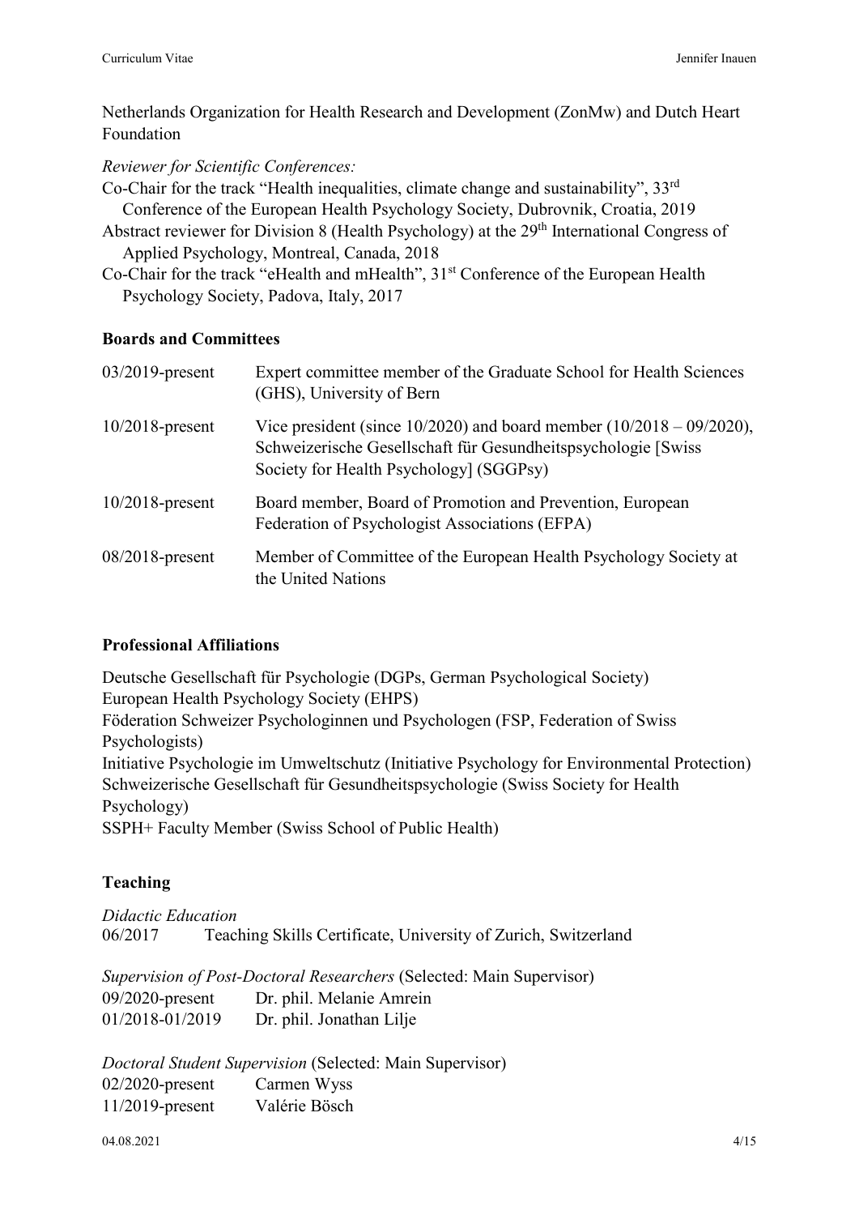Netherlands Organization for Health Research and Development (ZonMw) and Dutch Heart Foundation

*Reviewer for Scientific Conferences:*

Co-Chair for the track "Health inequalities, climate change and sustainability", 33rd Conference of the European Health Psychology Society, Dubrovnik, Croatia, 2019

Abstract reviewer for Division 8 (Health Psychology) at the 29th International Congress of Applied Psychology, Montreal, Canada, 2018

Co-Chair for the track "eHealth and mHealth", 31st Conference of the European Health Psychology Society, Padova, Italy, 2017

## Boards and Committees

| | |
|---|---|
| 03/2019-present | Expert committee member of the Graduate School for Health Sciences (GHS), University of Bern |
| 10/2018-present | Vice president (since 10/2020) and board member (10/2018 – 09/2020), Schweizerische Gesellschaft für Gesundheitspsychologie [Swiss Society for Health Psychology] (SGGPsy) |
| 10/2018-present | Board member, Board of Promotion and Prevention, European Federation of Psychologist Associations (EFPA) |
| 08/2018-present | Member of Committee of the European Health Psychology Society at the United Nations |

## Professional Affiliations

Deutsche Gesellschaft für Psychologie (DGPs, German Psychological Society)
European Health Psychology Society (EHPS)
Föderation Schweizer Psychologinnen und Psychologen (FSP, Federation of Swiss Psychologists)
Initiative Psychologie im Umweltschutz (Initiative Psychology for Environmental Protection)
Schweizerische Gesellschaft für Gesundheitspsychologie (Swiss Society for Health Psychology)
SSPH+ Faculty Member (Swiss School of Public Health)

## Teaching

*Didactic Education*

06/2017 Teaching Skills Certificate, University of Zurich, Switzerland

*Supervision of Post-Doctoral Researchers* (Selected: Main Supervisor)

| | |
|---|---|
| 09/2020-present | Dr. phil. Melanie Amrein |
| 01/2018-01/2019 | Dr. phil. Jonathan Lilje |

*Doctoral Student Supervision* (Selected: Main Supervisor)

| | |
|---|---|
| 02/2020-present | Carmen Wyss |
| 11/2019-present | Valérie Bösch |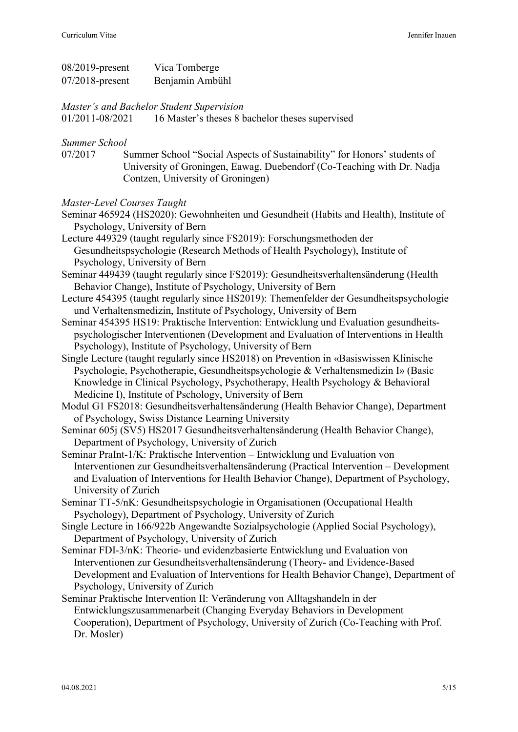08/2019-present Vica Tomberge
07/2018-present Benjamin Ambühl

*Master's and Bachelor Student Supervision*

01/2011-08/2021 16 Master's theses 8 bachelor theses supervised

*Summer School*

07/2017 Summer School "Social Aspects of Sustainability" for Honors' students of University of Groningen, Eawag, Duebendorf (Co-Teaching with Dr. Nadja Contzen, University of Groningen)

*Master-Level Courses Taught*

Seminar 465924 (HS2020): Gewohnheiten und Gesundheit (Habits and Health), Institute of Psychology, University of Bern

Lecture 449329 (taught regularly since FS2019): Forschungsmethoden der Gesundheitspsychologie (Research Methods of Health Psychology), Institute of Psychology, University of Bern

Seminar 449439 (taught regularly since FS2019): Gesundheitsverhaltensänderung (Health Behavior Change), Institute of Psychology, University of Bern

Lecture 454395 (taught regularly since HS2019): Themenfelder der Gesundheitspsychologie und Verhaltensmedizin, Institute of Psychology, University of Bern

Seminar 454395 HS19: Praktische Intervention: Entwicklung und Evaluation gesundheits-psychologischer Interventionen (Development and Evaluation of Interventions in Health Psychology), Institute of Psychology, University of Bern

Single Lecture (taught regularly since HS2018) on Prevention in «Basiswissen Klinische Psychologie, Psychotherapie, Gesundheitspsychologie & Verhaltensmedizin I» (Basic Knowledge in Clinical Psychology, Psychotherapy, Health Psychology & Behavioral Medicine I), Institute of Pschology, University of Bern

Modul G1 FS2018: Gesundheitsverhaltensänderung (Health Behavior Change), Department of Psychology, Swiss Distance Learning University

Seminar 605j (SV5) HS2017 Gesundheitsverhaltensänderung (Health Behavior Change), Department of Psychology, University of Zurich

Seminar PraInt-1/K: Praktische Intervention – Entwicklung und Evaluation von Interventionen zur Gesundheitsverhaltensänderung (Practical Intervention – Development and Evaluation of Interventions for Health Behavior Change), Department of Psychology, University of Zurich

Seminar TT-5/nK: Gesundheitspsychologie in Organisationen (Occupational Health Psychology), Department of Psychology, University of Zurich

Single Lecture in 166/922b Angewandte Sozialpsychologie (Applied Social Psychology), Department of Psychology, University of Zurich

Seminar FDI-3/nK: Theorie- und evidenzbasierte Entwicklung und Evaluation von Interventionen zur Gesundheitsverhaltensänderung (Theory- and Evidence-Based Development and Evaluation of Interventions for Health Behavior Change), Department of Psychology, University of Zurich

Seminar Praktische Intervention II: Veränderung von Alltagshandeln in der Entwicklungszusammenarbeit (Changing Everyday Behaviors in Development Cooperation), Department of Psychology, University of Zurich (Co-Teaching with Prof. Dr. Mosler)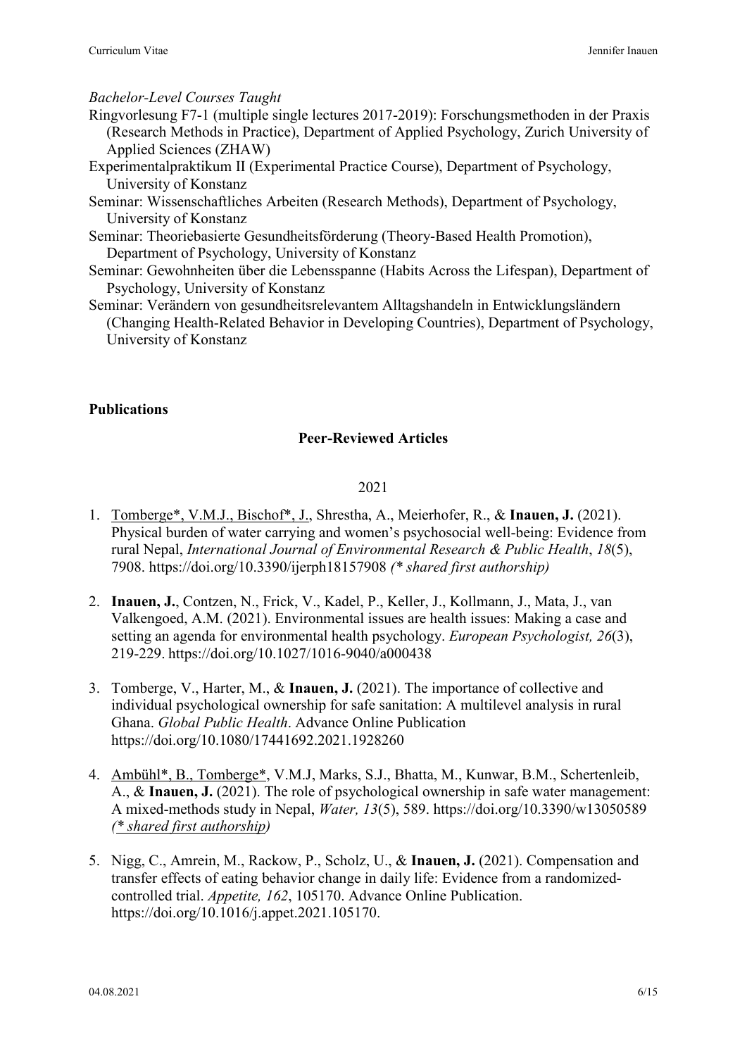*Bachelor-Level Courses Taught*

Ringvorlesung F7-1 (multiple single lectures 2017-2019): Forschungsmethoden in der Praxis (Research Methods in Practice), Department of Applied Psychology, Zurich University of Applied Sciences (ZHAW)

Experimentalpraktikum II (Experimental Practice Course), Department of Psychology, University of Konstanz

Seminar: Wissenschaftliches Arbeiten (Research Methods), Department of Psychology, University of Konstanz

Seminar: Theoriebasierte Gesundheitsförderung (Theory-Based Health Promotion), Department of Psychology, University of Konstanz

Seminar: Gewohnheiten über die Lebensspanne (Habits Across the Lifespan), Department of Psychology, University of Konstanz

Seminar: Verändern von gesundheitsrelevantem Alltagshandeln in Entwicklungsländern (Changing Health-Related Behavior in Developing Countries), Department of Psychology, University of Konstanz

## Publications

### Peer-Reviewed Articles

2021

1. <u>Tomberge*, V.M.J., Bischof*, J.</u>, Shrestha, A., Meierhofer, R., & **Inauen, J.** (2021). Physical burden of water carrying and women's psychosocial well-being: Evidence from rural Nepal, *International Journal of Environmental Research & Public Health*, *18*(5), 7908. https://doi.org/10.3390/ijerph18157908 *(* shared first authorship)*

2. **Inauen, J.**, Contzen, N., Frick, V., Kadel, P., Keller, J., Kollmann, J., Mata, J., van Valkengoed, A.M. (2021). Environmental issues are health issues: Making a case and setting an agenda for environmental health psychology. *European Psychologist, 26*(3), 219-229. https://doi.org/10.1027/1016-9040/a000438

3. Tomberge, V., Harter, M., & **Inauen, J.** (2021). The importance of collective and individual psychological ownership for safe sanitation: A multilevel analysis in rural Ghana. *Global Public Health*. Advance Online Publication https://doi.org/10.1080/17441692.2021.1928260

4. <u>Ambühl*, B., Tomberge*</u>, V.M.J, Marks, S.J., Bhatta, M., Kunwar, B.M., Schertenleib, A., & **Inauen, J.** (2021). The role of psychological ownership in safe water management: A mixed-methods study in Nepal, *Water, 13*(5), 589. https://doi.org/10.3390/w13050589 <u>*(* shared first authorship)*</u>

5. Nigg, C., Amrein, M., Rackow, P., Scholz, U., & **Inauen, J.** (2021). Compensation and transfer effects of eating behavior change in daily life: Evidence from a randomized-controlled trial. *Appetite, 162*, 105170. Advance Online Publication. https://doi.org/10.1016/j.appet.2021.105170.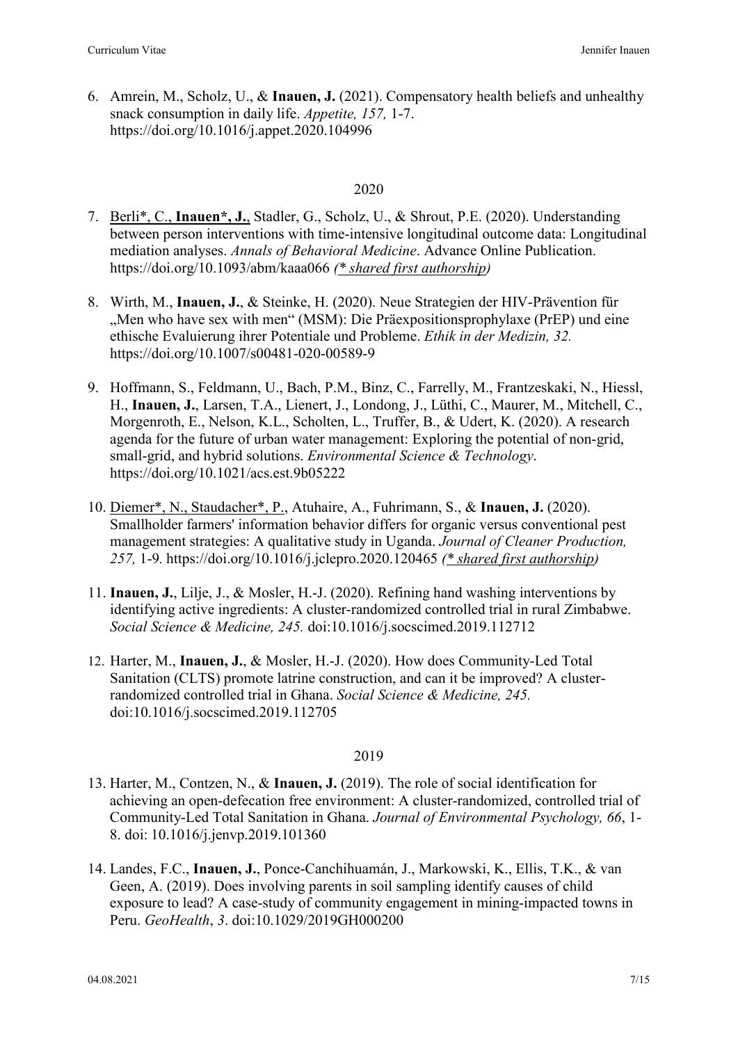6. Amrein, M., Scholz, U., & **Inauen, J.** (2021). Compensatory health beliefs and unhealthy snack consumption in daily life. *Appetite, 157,* 1-7. https://doi.org/10.1016/j.appet.2020.104996

2020

7. <u>Berli*, C., **Inauen*, J.**</u>, Stadler, G., Scholz, U., & Shrout, P.E. (2020). Understanding between person interventions with time-intensive longitudinal outcome data: Longitudinal mediation analyses. *Annals of Behavioral Medicine*. Advance Online Publication. https://doi.org/10.1093/abm/kaaa066 *<u>(* shared first authorship)</u>*

8. Wirth, M., **Inauen, J.**, & Steinke, H. (2020). Neue Strategien der HIV-Prävention für „Men who have sex with men" (MSM): Die Präexpositionsprophylaxe (PrEP) und eine ethische Evaluierung ihrer Potentiale und Probleme. *Ethik in der Medizin, 32.* https://doi.org/10.1007/s00481-020-00589-9

9. Hoffmann, S., Feldmann, U., Bach, P.M., Binz, C., Farrelly, M., Frantzeskaki, N., Hiessl, H., **Inauen, J.**, Larsen, T.A., Lienert, J., Londong, J., Lüthi, C., Maurer, M., Mitchell, C., Morgenroth, E., Nelson, K.L., Scholten, L., Truffer, B., & Udert, K. (2020). A research agenda for the future of urban water management: Exploring the potential of non-grid, small-grid, and hybrid solutions. *Environmental Science & Technology*. https://doi.org/10.1021/acs.est.9b05222

10. <u>Diemer*, N., Staudacher*, P.</u>, Atuhaire, A., Fuhrimann, S., & **Inauen, J.** (2020). Smallholder farmers' information behavior differs for organic versus conventional pest management strategies: A qualitative study in Uganda. *Journal of Cleaner Production, 257,* 1-9. https://doi.org/10.1016/j.jclepro.2020.120465 *<u>(* shared first authorship)</u>*

11. **Inauen, J.**, Lilje, J., & Mosler, H.-J. (2020). Refining hand washing interventions by identifying active ingredients: A cluster-randomized controlled trial in rural Zimbabwe. *Social Science & Medicine, 245.* doi:10.1016/j.socscimed.2019.112712

12. Harter, M., **Inauen, J.**, & Mosler, H.-J. (2020). How does Community-Led Total Sanitation (CLTS) promote latrine construction, and can it be improved? A cluster-randomized controlled trial in Ghana. *Social Science & Medicine, 245.* doi:10.1016/j.socscimed.2019.112705

2019

13. Harter, M., Contzen, N., & **Inauen, J.** (2019). The role of social identification for achieving an open-defecation free environment: A cluster-randomized, controlled trial of Community-Led Total Sanitation in Ghana. *Journal of Environmental Psychology, 66*, 1-8. doi: 10.1016/j.jenvp.2019.101360

14. Landes, F.C., **Inauen, J.**, Ponce-Canchihuamán, J., Markowski, K., Ellis, T.K., & van Geen, A. (2019). Does involving parents in soil sampling identify causes of child exposure to lead? A case-study of community engagement in mining-impacted towns in Peru. *GeoHealth*, *3*. doi:10.1029/2019GH000200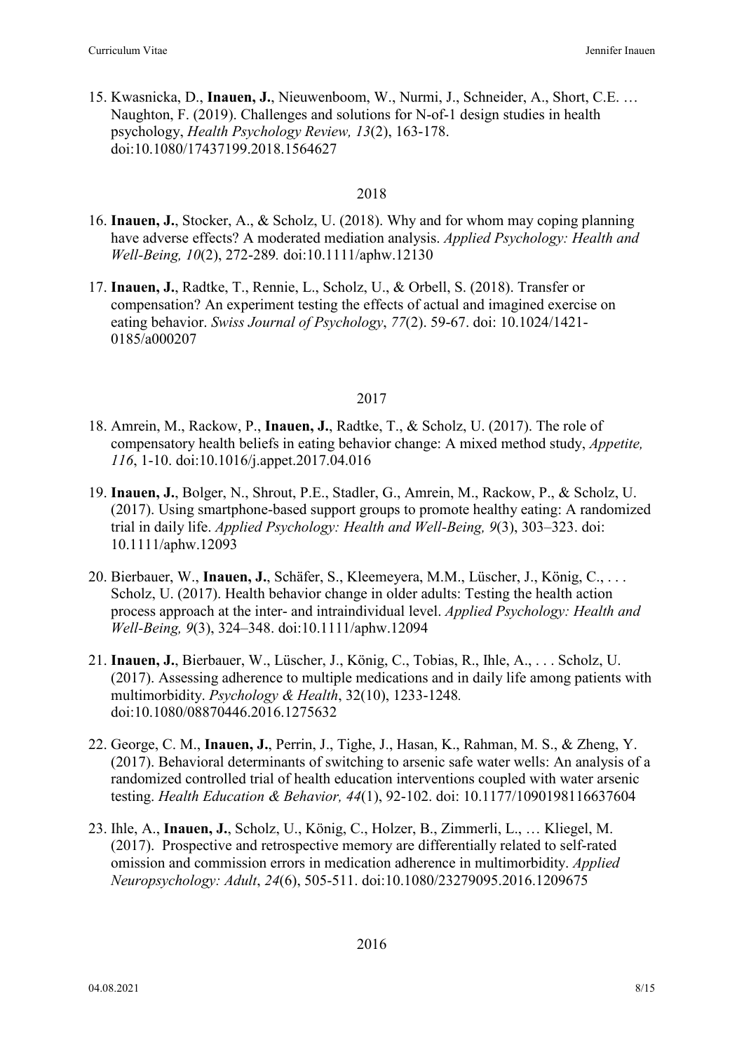15. Kwasnicka, D., **Inauen, J.**, Nieuwenboom, W., Nurmi, J., Schneider, A., Short, C.E. … Naughton, F. (2019). Challenges and solutions for N-of-1 design studies in health psychology, *Health Psychology Review, 13*(2), 163-178. doi:10.1080/17437199.2018.1564627

2018

16. **Inauen, J.**, Stocker, A., & Scholz, U. (2018). Why and for whom may coping planning have adverse effects? A moderated mediation analysis. *Applied Psychology: Health and Well-Being, 10*(2), 272-289. doi:10.1111/aphw.12130
17. **Inauen, J.**, Radtke, T., Rennie, L., Scholz, U., & Orbell, S. (2018). Transfer or compensation? An experiment testing the effects of actual and imagined exercise on eating behavior. *Swiss Journal of Psychology*, *77*(2). 59-67. doi: 10.1024/1421-0185/a000207

2017

18. Amrein, M., Rackow, P., **Inauen, J.**, Radtke, T., & Scholz, U. (2017). The role of compensatory health beliefs in eating behavior change: A mixed method study, *Appetite, 116*, 1-10. doi:10.1016/j.appet.2017.04.016
19. **Inauen, J.**, Bolger, N., Shrout, P.E., Stadler, G., Amrein, M., Rackow, P., & Scholz, U. (2017). Using smartphone-based support groups to promote healthy eating: A randomized trial in daily life. *Applied Psychology: Health and Well-Being, 9*(3), 303–323. doi: 10.1111/aphw.12093
20. Bierbauer, W., **Inauen, J.**, Schäfer, S., Kleemeyera, M.M., Lüscher, J., König, C., . . . Scholz, U. (2017). Health behavior change in older adults: Testing the health action process approach at the inter- and intraindividual level. *Applied Psychology: Health and Well-Being, 9*(3), 324–348. doi:10.1111/aphw.12094
21. **Inauen, J.**, Bierbauer, W., Lüscher, J., König, C., Tobias, R., Ihle, A., . . . Scholz, U. (2017). Assessing adherence to multiple medications and in daily life among patients with multimorbidity. *Psychology & Health*, 32(10), 1233-1248. doi:10.1080/08870446.2016.1275632
22. George, C. M., **Inauen, J.**, Perrin, J., Tighe, J., Hasan, K., Rahman, M. S., & Zheng, Y. (2017). Behavioral determinants of switching to arsenic safe water wells: An analysis of a randomized controlled trial of health education interventions coupled with water arsenic testing. *Health Education & Behavior, 44*(1), 92-102. doi: 10.1177/1090198116637604
23. Ihle, A., **Inauen, J.**, Scholz, U., König, C., Holzer, B., Zimmerli, L., … Kliegel, M. (2017). Prospective and retrospective memory are differentially related to self-rated omission and commission errors in medication adherence in multimorbidity. *Applied Neuropsychology: Adult*, *24*(6), 505-511. doi:10.1080/23279095.2016.1209675

2016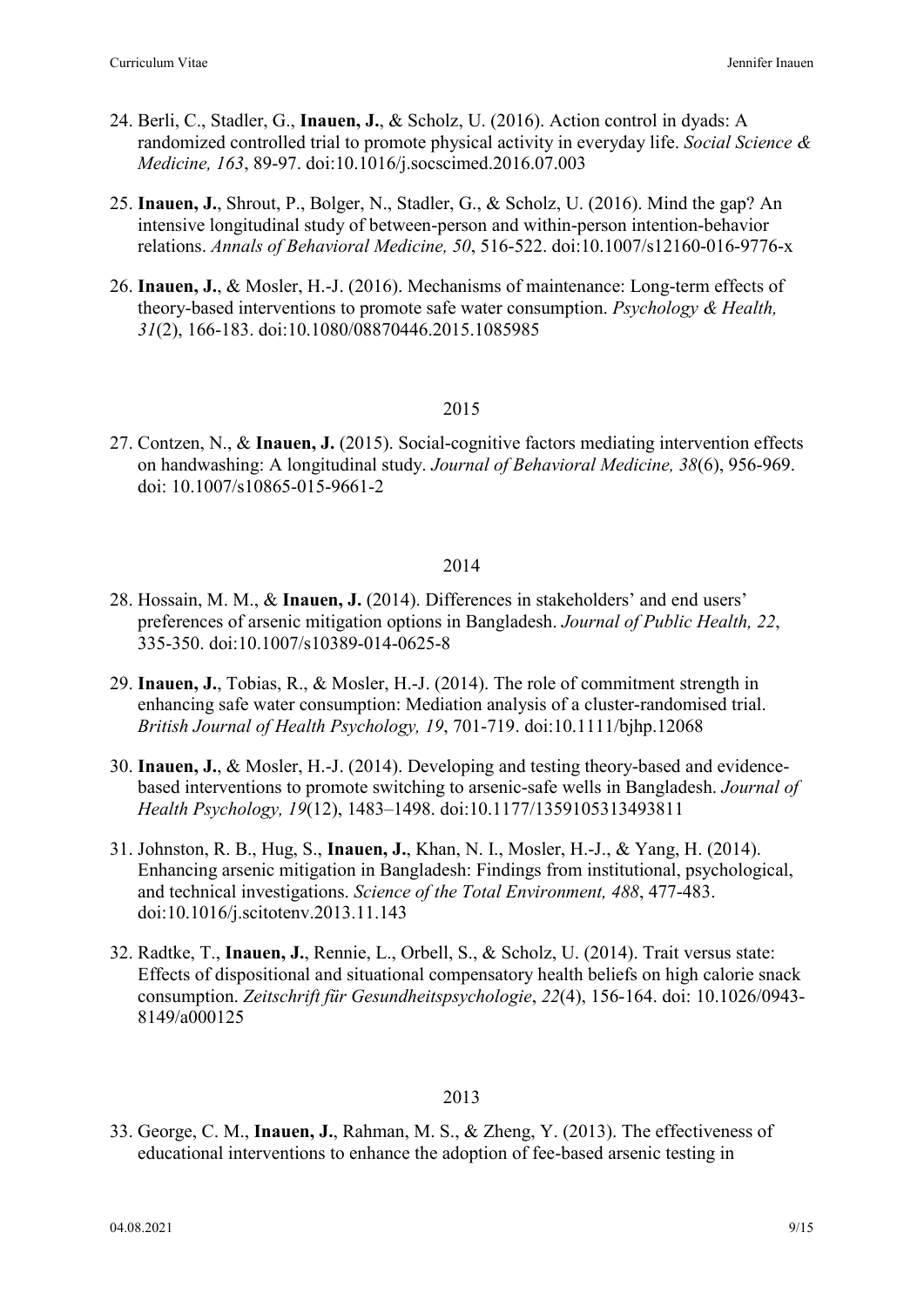24. Berli, C., Stadler, G., **Inauen, J.**, & Scholz, U. (2016). Action control in dyads: A randomized controlled trial to promote physical activity in everyday life. *Social Science & Medicine, 163*, 89-97. doi:10.1016/j.socscimed.2016.07.003

25. **Inauen, J.**, Shrout, P., Bolger, N., Stadler, G., & Scholz, U. (2016). Mind the gap? An intensive longitudinal study of between-person and within-person intention-behavior relations. *Annals of Behavioral Medicine, 50*, 516-522. doi:10.1007/s12160-016-9776-x

26. **Inauen, J.**, & Mosler, H.-J. (2016). Mechanisms of maintenance: Long-term effects of theory-based interventions to promote safe water consumption. *Psychology & Health, 31*(2), 166-183. doi:10.1080/08870446.2015.1085985

2015

27. Contzen, N., & **Inauen, J.** (2015). Social-cognitive factors mediating intervention effects on handwashing: A longitudinal study. *Journal of Behavioral Medicine, 38*(6), 956-969. doi: 10.1007/s10865-015-9661-2

2014

28. Hossain, M. M., & **Inauen, J.** (2014). Differences in stakeholders' and end users' preferences of arsenic mitigation options in Bangladesh. *Journal of Public Health, 22*, 335-350. doi:10.1007/s10389-014-0625-8

29. **Inauen, J.**, Tobias, R., & Mosler, H.-J. (2014). The role of commitment strength in enhancing safe water consumption: Mediation analysis of a cluster-randomised trial. *British Journal of Health Psychology, 19*, 701-719. doi:10.1111/bjhp.12068

30. **Inauen, J.**, & Mosler, H.-J. (2014). Developing and testing theory-based and evidence-based interventions to promote switching to arsenic-safe wells in Bangladesh. *Journal of Health Psychology, 19*(12), 1483–1498. doi:10.1177/1359105313493811

31. Johnston, R. B., Hug, S., **Inauen, J.**, Khan, N. I., Mosler, H.-J., & Yang, H. (2014). Enhancing arsenic mitigation in Bangladesh: Findings from institutional, psychological, and technical investigations. *Science of the Total Environment, 488*, 477-483. doi:10.1016/j.scitotenv.2013.11.143

32. Radtke, T., **Inauen, J.**, Rennie, L., Orbell, S., & Scholz, U. (2014). Trait versus state: Effects of dispositional and situational compensatory health beliefs on high calorie snack consumption. *Zeitschrift für Gesundheitspsychologie*, *22*(4), 156-164. doi: 10.1026/0943-8149/a000125

2013

33. George, C. M., **Inauen, J.**, Rahman, M. S., & Zheng, Y. (2013). The effectiveness of educational interventions to enhance the adoption of fee-based arsenic testing in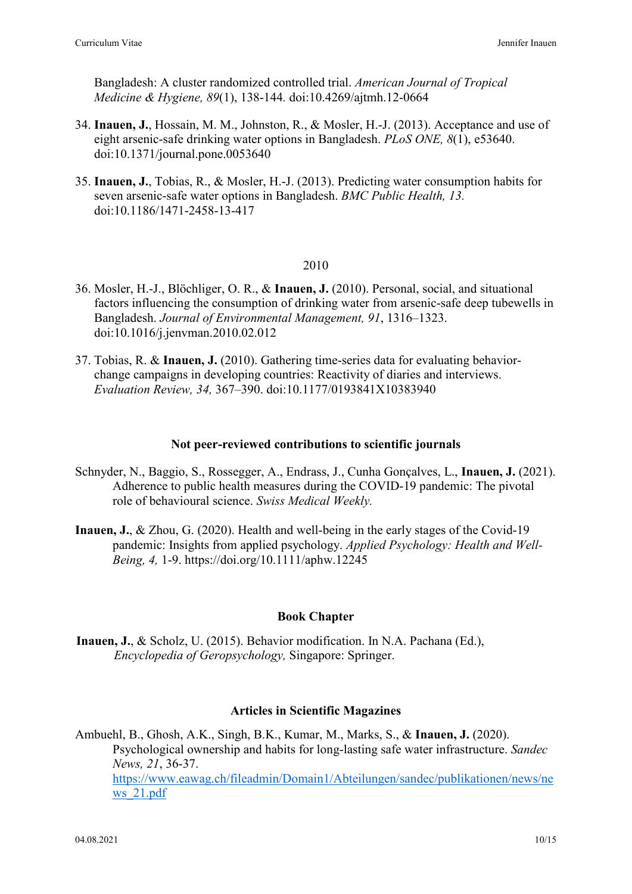Bangladesh: A cluster randomized controlled trial. *American Journal of Tropical Medicine & Hygiene, 89*(1), 138-144. doi:10.4269/ajtmh.12-0664

34. **Inauen, J.**, Hossain, M. M., Johnston, R., & Mosler, H.-J. (2013). Acceptance and use of eight arsenic-safe drinking water options in Bangladesh. *PLoS ONE, 8*(1), e53640. doi:10.1371/journal.pone.0053640

35. **Inauen, J.**, Tobias, R., & Mosler, H.-J. (2013). Predicting water consumption habits for seven arsenic-safe water options in Bangladesh. *BMC Public Health, 13.* doi:10.1186/1471-2458-13-417

2010

36. Mosler, H.-J., Blöchliger, O. R., & **Inauen, J.** (2010). Personal, social, and situational factors influencing the consumption of drinking water from arsenic-safe deep tubewells in Bangladesh. *Journal of Environmental Management, 91*, 1316–1323. doi:10.1016/j.jenvman.2010.02.012

37. Tobias, R. & **Inauen, J.** (2010). Gathering time-series data for evaluating behavior-change campaigns in developing countries: Reactivity of diaries and interviews. *Evaluation Review, 34,* 367–390. doi:10.1177/0193841X10383940

### Not peer-reviewed contributions to scientific journals

Schnyder, N., Baggio, S., Rossegger, A., Endrass, J., Cunha Gonçalves, L., **Inauen, J.** (2021). Adherence to public health measures during the COVID-19 pandemic: The pivotal role of behavioural science. *Swiss Medical Weekly.*

**Inauen, J.**, & Zhou, G. (2020). Health and well-being in the early stages of the Covid-19 pandemic: Insights from applied psychology. *Applied Psychology: Health and Well-Being, 4,* 1-9. https://doi.org/10.1111/aphw.12245

### Book Chapter

**Inauen, J.**, & Scholz, U. (2015). Behavior modification. In N.A. Pachana (Ed.), *Encyclopedia of Geropsychology,* Singapore: Springer.

### Articles in Scientific Magazines

Ambuehl, B., Ghosh, A.K., Singh, B.K., Kumar, M., Marks, S., & **Inauen, J.** (2020). Psychological ownership and habits for long-lasting safe water infrastructure. *Sandec News, 21*, 36-37. https://www.eawag.ch/fileadmin/Domain1/Abteilungen/sandec/publikationen/news/news_21.pdf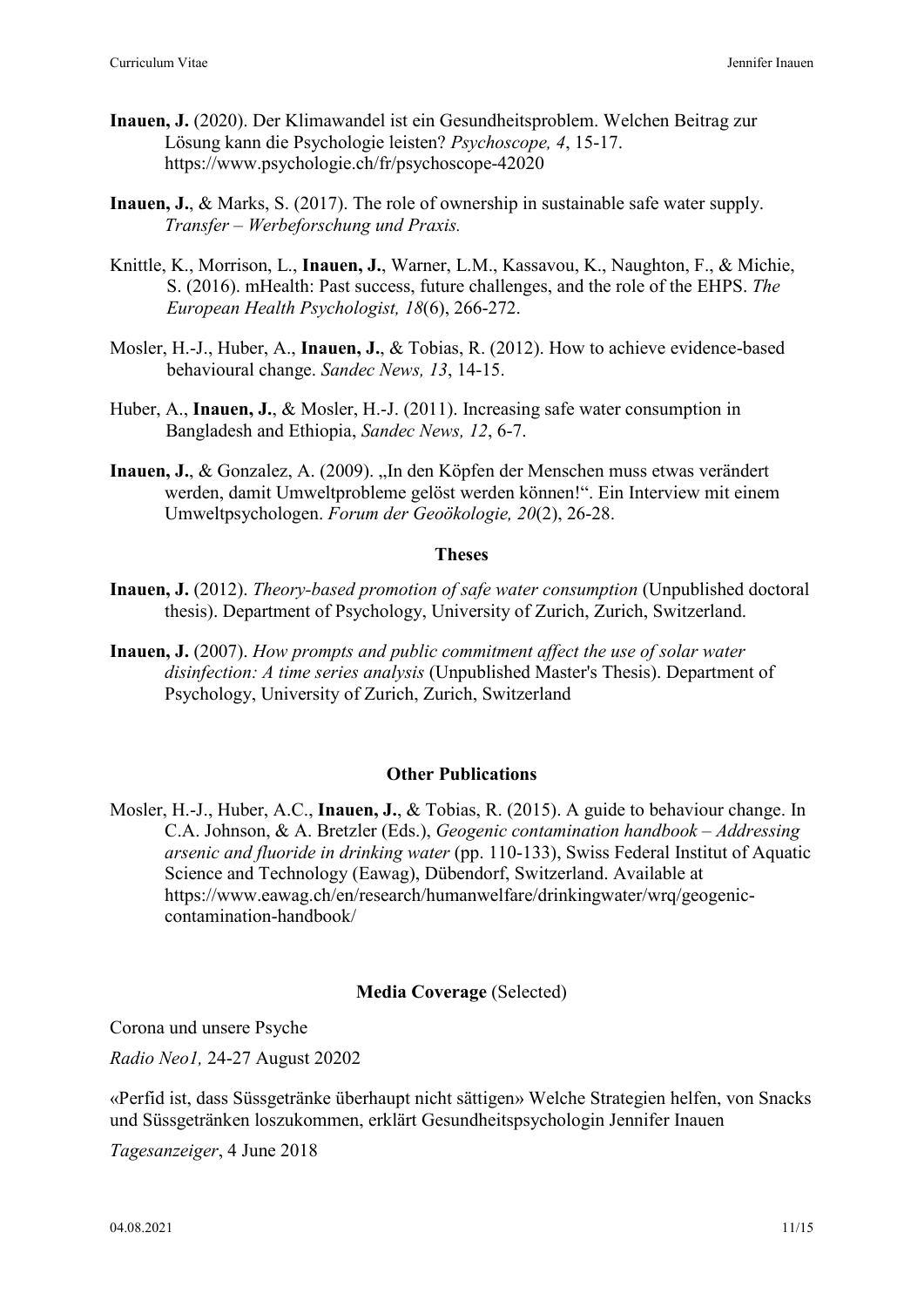**Inauen, J.** (2020). Der Klimawandel ist ein Gesundheitsproblem. Welchen Beitrag zur Lösung kann die Psychologie leisten? *Psychoscope, 4*, 15-17. https://www.psychologie.ch/fr/psychoscope-42020

**Inauen, J.**, & Marks, S. (2017). The role of ownership in sustainable safe water supply. *Transfer – Werbeforschung und Praxis.*

Knittle, K., Morrison, L., **Inauen, J.**, Warner, L.M., Kassavou, K., Naughton, F., & Michie, S. (2016). mHealth: Past success, future challenges, and the role of the EHPS. *The European Health Psychologist, 18*(6), 266-272.

Mosler, H.-J., Huber, A., **Inauen, J.**, & Tobias, R. (2012). How to achieve evidence-based behavioural change. *Sandec News, 13*, 14-15.

Huber, A., **Inauen, J.**, & Mosler, H.-J. (2011). Increasing safe water consumption in Bangladesh and Ethiopia, *Sandec News, 12*, 6-7.

**Inauen, J.**, & Gonzalez, A. (2009). „In den Köpfen der Menschen muss etwas verändert werden, damit Umweltprobleme gelöst werden können!". Ein Interview mit einem Umweltpsychologen. *Forum der Geoökologie, 20*(2), 26-28.

## Theses

**Inauen, J.** (2012). *Theory-based promotion of safe water consumption* (Unpublished doctoral thesis). Department of Psychology, University of Zurich, Zurich, Switzerland.

**Inauen, J.** (2007). *How prompts and public commitment affect the use of solar water disinfection: A time series analysis* (Unpublished Master's Thesis). Department of Psychology, University of Zurich, Zurich, Switzerland

## Other Publications

Mosler, H.-J., Huber, A.C., **Inauen, J.**, & Tobias, R. (2015). A guide to behaviour change. In C.A. Johnson, & A. Bretzler (Eds.), *Geogenic contamination handbook – Addressing arsenic and fluoride in drinking water* (pp. 110-133), Swiss Federal Institut of Aquatic Science and Technology (Eawag), Dübendorf, Switzerland. Available at https://www.eawag.ch/en/research/humanwelfare/drinkingwater/wrq/geogenic-contamination-handbook/

## Media Coverage (Selected)

Corona und unsere Psyche

*Radio Neo1,* 24-27 August 20202

«Perfid ist, dass Süssgetränke überhaupt nicht sättigen» Welche Strategien helfen, von Snacks und Süssgetränken loszukommen, erklärt Gesundheitspsychologin Jennifer Inauen

*Tagesanzeiger*, 4 June 2018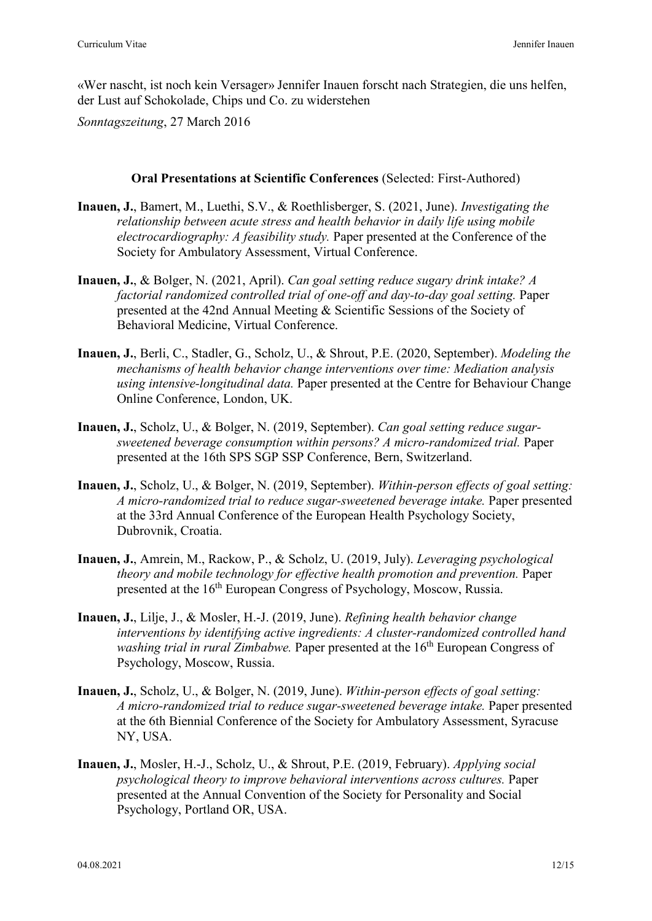«Wer nascht, ist noch kein Versager» Jennifer Inauen forscht nach Strategien, die uns helfen, der Lust auf Schokolade, Chips und Co. zu widerstehen

*Sonntagszeitung*, 27 March 2016

**Oral Presentations at Scientific Conferences** (Selected: First-Authored)

**Inauen, J.**, Bamert, M., Luethi, S.V., & Roethlisberger, S. (2021, June). *Investigating the relationship between acute stress and health behavior in daily life using mobile electrocardiography: A feasibility study.* Paper presented at the Conference of the Society for Ambulatory Assessment, Virtual Conference.

**Inauen, J.**, & Bolger, N. (2021, April). *Can goal setting reduce sugary drink intake? A factorial randomized controlled trial of one-off and day-to-day goal setting.* Paper presented at the 42nd Annual Meeting & Scientific Sessions of the Society of Behavioral Medicine, Virtual Conference.

**Inauen, J.**, Berli, C., Stadler, G., Scholz, U., & Shrout, P.E. (2020, September). *Modeling the mechanisms of health behavior change interventions over time: Mediation analysis using intensive-longitudinal data.* Paper presented at the Centre for Behaviour Change Online Conference, London, UK.

**Inauen, J.**, Scholz, U., & Bolger, N. (2019, September). *Can goal setting reduce sugar-sweetened beverage consumption within persons? A micro-randomized trial.* Paper presented at the 16th SPS SGP SSP Conference, Bern, Switzerland.

**Inauen, J.**, Scholz, U., & Bolger, N. (2019, September). *Within-person effects of goal setting: A micro-randomized trial to reduce sugar-sweetened beverage intake.* Paper presented at the 33rd Annual Conference of the European Health Psychology Society, Dubrovnik, Croatia.

**Inauen, J.**, Amrein, M., Rackow, P., & Scholz, U. (2019, July). *Leveraging psychological theory and mobile technology for effective health promotion and prevention.* Paper presented at the 16th European Congress of Psychology, Moscow, Russia.

**Inauen, J.**, Lilje, J., & Mosler, H.-J. (2019, June). *Refining health behavior change interventions by identifying active ingredients: A cluster-randomized controlled hand washing trial in rural Zimbabwe.* Paper presented at the 16th European Congress of Psychology, Moscow, Russia.

**Inauen, J.**, Scholz, U., & Bolger, N. (2019, June). *Within-person effects of goal setting: A micro-randomized trial to reduce sugar-sweetened beverage intake.* Paper presented at the 6th Biennial Conference of the Society for Ambulatory Assessment, Syracuse NY, USA.

**Inauen, J.**, Mosler, H.-J., Scholz, U., & Shrout, P.E. (2019, February). *Applying social psychological theory to improve behavioral interventions across cultures.* Paper presented at the Annual Convention of the Society for Personality and Social Psychology, Portland OR, USA.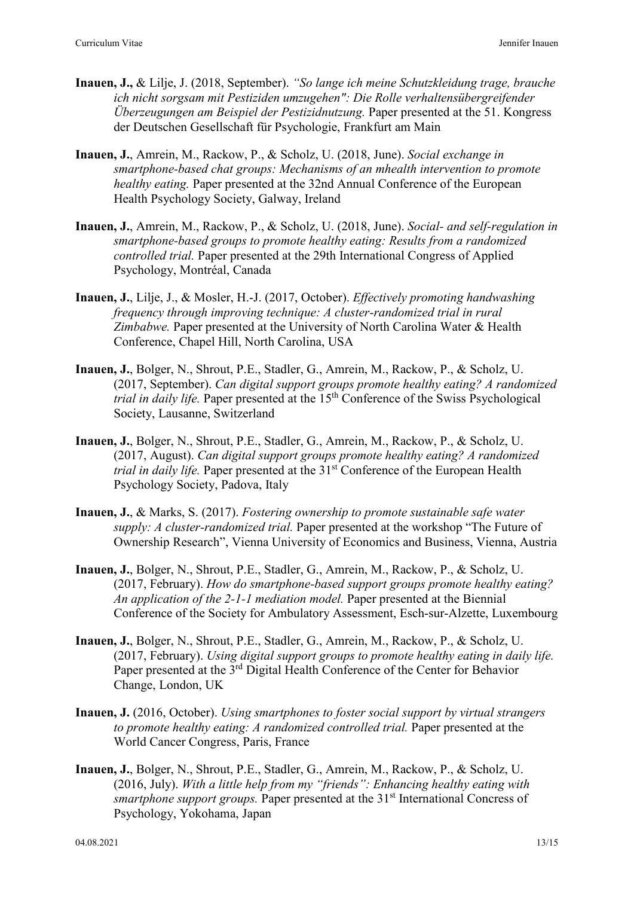**Inauen, J.,** & Lilje, J. (2018, September). *"So lange ich meine Schutzkleidung trage, brauche ich nicht sorgsam mit Pestiziden umzugehen": Die Rolle verhaltensübergreifender Überzeugungen am Beispiel der Pestizidnutzung.* Paper presented at the 51. Kongress der Deutschen Gesellschaft für Psychologie, Frankfurt am Main

**Inauen, J.**, Amrein, M., Rackow, P., & Scholz, U. (2018, June). *Social exchange in smartphone-based chat groups: Mechanisms of an mhealth intervention to promote healthy eating.* Paper presented at the 32nd Annual Conference of the European Health Psychology Society, Galway, Ireland

**Inauen, J.**, Amrein, M., Rackow, P., & Scholz, U. (2018, June). *Social- and self-regulation in smartphone-based groups to promote healthy eating: Results from a randomized controlled trial.* Paper presented at the 29th International Congress of Applied Psychology, Montréal, Canada

**Inauen, J.**, Lilje, J., & Mosler, H.-J. (2017, October). *Effectively promoting handwashing frequency through improving technique: A cluster-randomized trial in rural Zimbabwe.* Paper presented at the University of North Carolina Water & Health Conference, Chapel Hill, North Carolina, USA

**Inauen, J.**, Bolger, N., Shrout, P.E., Stadler, G., Amrein, M., Rackow, P., & Scholz, U. (2017, September). *Can digital support groups promote healthy eating? A randomized trial in daily life.* Paper presented at the 15th Conference of the Swiss Psychological Society, Lausanne, Switzerland

**Inauen, J.**, Bolger, N., Shrout, P.E., Stadler, G., Amrein, M., Rackow, P., & Scholz, U. (2017, August). *Can digital support groups promote healthy eating? A randomized trial in daily life.* Paper presented at the 31st Conference of the European Health Psychology Society, Padova, Italy

**Inauen, J.**, & Marks, S. (2017). *Fostering ownership to promote sustainable safe water supply: A cluster-randomized trial.* Paper presented at the workshop "The Future of Ownership Research", Vienna University of Economics and Business, Vienna, Austria

**Inauen, J.**, Bolger, N., Shrout, P.E., Stadler, G., Amrein, M., Rackow, P., & Scholz, U. (2017, February). *How do smartphone-based support groups promote healthy eating? An application of the 2-1-1 mediation model.* Paper presented at the Biennial Conference of the Society for Ambulatory Assessment, Esch-sur-Alzette, Luxembourg

**Inauen, J.**, Bolger, N., Shrout, P.E., Stadler, G., Amrein, M., Rackow, P., & Scholz, U. (2017, February). *Using digital support groups to promote healthy eating in daily life.* Paper presented at the 3rd Digital Health Conference of the Center for Behavior Change, London, UK

**Inauen, J.** (2016, October). *Using smartphones to foster social support by virtual strangers to promote healthy eating: A randomized controlled trial.* Paper presented at the World Cancer Congress, Paris, France

**Inauen, J.**, Bolger, N., Shrout, P.E., Stadler, G., Amrein, M., Rackow, P., & Scholz, U. (2016, July). *With a little help from my "friends": Enhancing healthy eating with smartphone support groups.* Paper presented at the 31st International Concress of Psychology, Yokohama, Japan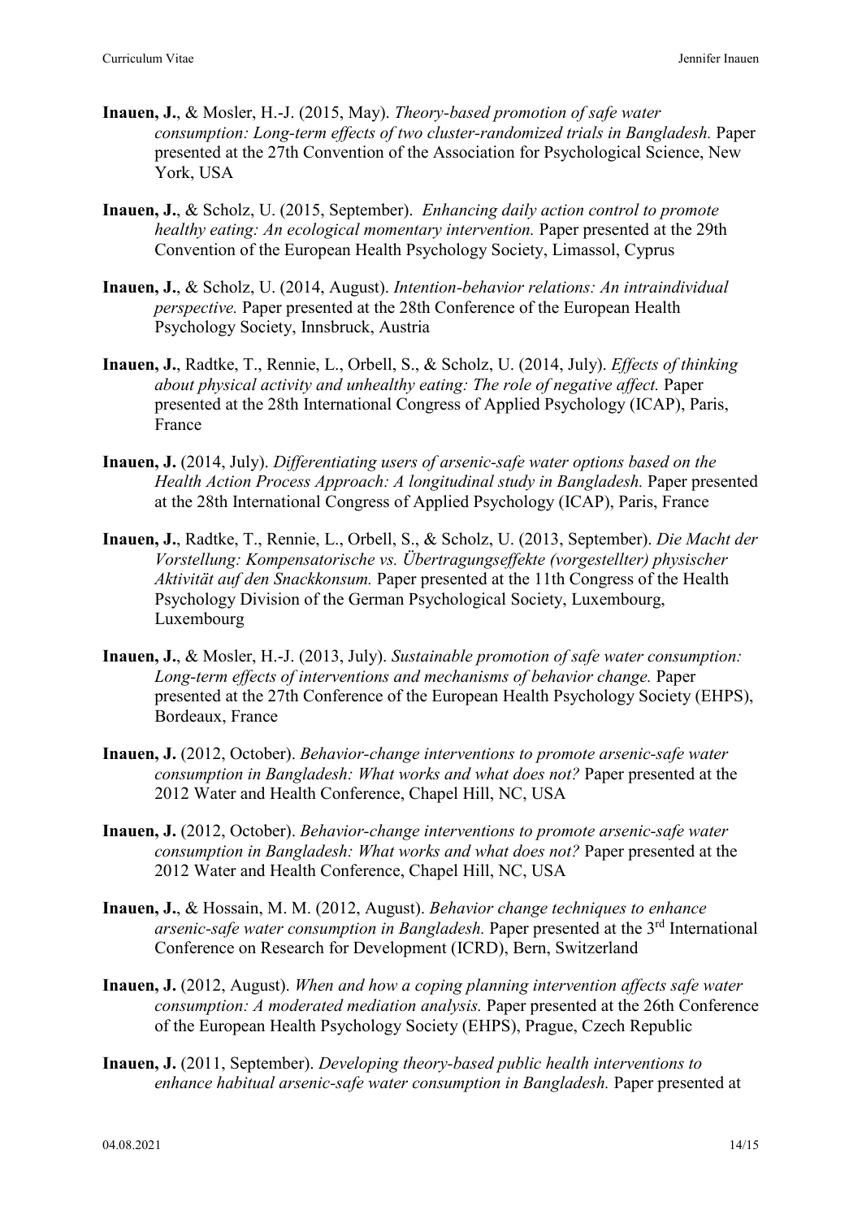**Inauen, J.**, & Mosler, H.-J. (2015, May). *Theory-based promotion of safe water consumption: Long-term effects of two cluster-randomized trials in Bangladesh.* Paper presented at the 27th Convention of the Association for Psychological Science, New York, USA

**Inauen, J.**, & Scholz, U. (2015, September). *Enhancing daily action control to promote healthy eating: An ecological momentary intervention.* Paper presented at the 29th Convention of the European Health Psychology Society, Limassol, Cyprus

**Inauen, J.**, & Scholz, U. (2014, August). *Intention-behavior relations: An intraindividual perspective.* Paper presented at the 28th Conference of the European Health Psychology Society, Innsbruck, Austria

**Inauen, J.**, Radtke, T., Rennie, L., Orbell, S., & Scholz, U. (2014, July). *Effects of thinking about physical activity and unhealthy eating: The role of negative affect.* Paper presented at the 28th International Congress of Applied Psychology (ICAP), Paris, France

**Inauen, J.** (2014, July). *Differentiating users of arsenic-safe water options based on the Health Action Process Approach: A longitudinal study in Bangladesh.* Paper presented at the 28th International Congress of Applied Psychology (ICAP), Paris, France

**Inauen, J.**, Radtke, T., Rennie, L., Orbell, S., & Scholz, U. (2013, September). *Die Macht der Vorstellung: Kompensatorische vs. Übertragungseffekte (vorgestellter) physischer Aktivität auf den Snackkonsum.* Paper presented at the 11th Congress of the Health Psychology Division of the German Psychological Society, Luxembourg, Luxembourg

**Inauen, J.**, & Mosler, H.-J. (2013, July). *Sustainable promotion of safe water consumption: Long-term effects of interventions and mechanisms of behavior change.* Paper presented at the 27th Conference of the European Health Psychology Society (EHPS), Bordeaux, France

**Inauen, J.** (2012, October). *Behavior-change interventions to promote arsenic-safe water consumption in Bangladesh: What works and what does not?* Paper presented at the 2012 Water and Health Conference, Chapel Hill, NC, USA

**Inauen, J.** (2012, October). *Behavior-change interventions to promote arsenic-safe water consumption in Bangladesh: What works and what does not?* Paper presented at the 2012 Water and Health Conference, Chapel Hill, NC, USA

**Inauen, J.**, & Hossain, M. M. (2012, August). *Behavior change techniques to enhance arsenic-safe water consumption in Bangladesh.* Paper presented at the 3rd International Conference on Research for Development (ICRD), Bern, Switzerland

**Inauen, J.** (2012, August). *When and how a coping planning intervention affects safe water consumption: A moderated mediation analysis.* Paper presented at the 26th Conference of the European Health Psychology Society (EHPS), Prague, Czech Republic

**Inauen, J.** (2011, September). *Developing theory-based public health interventions to enhance habitual arsenic-safe water consumption in Bangladesh.* Paper presented at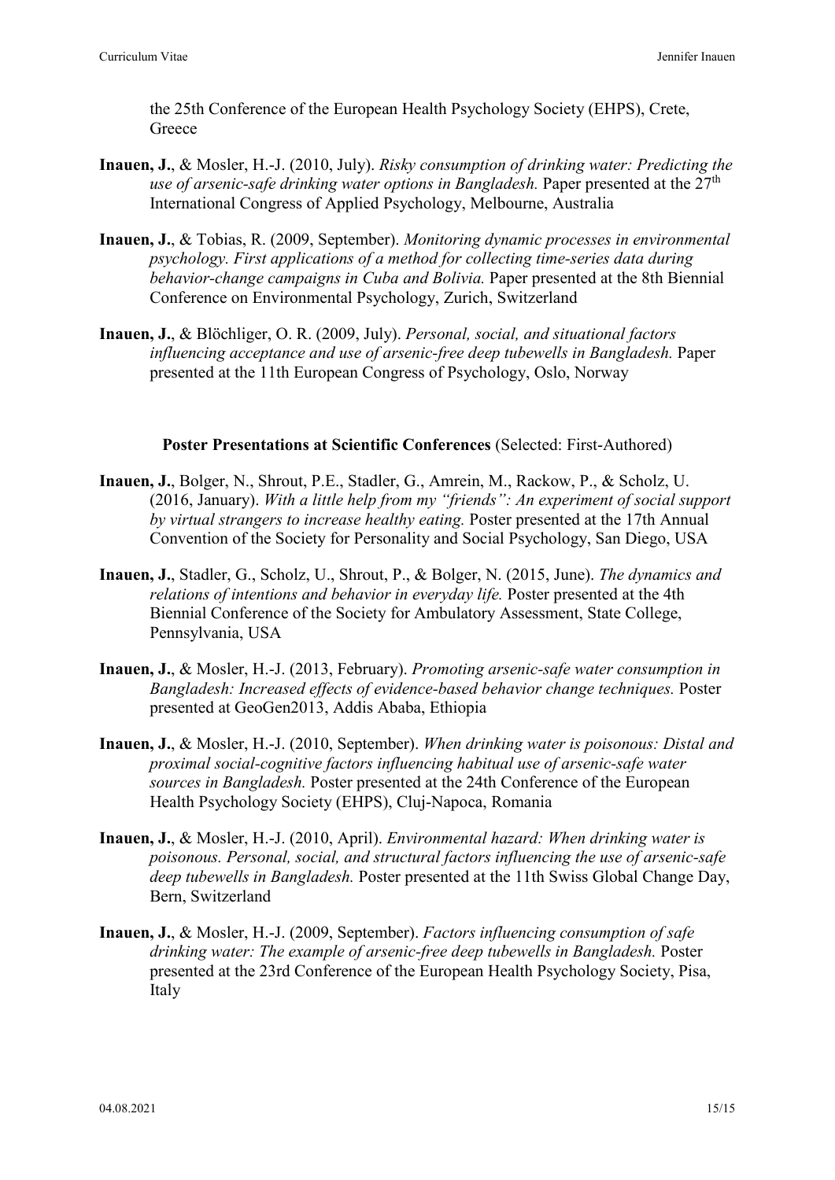the 25th Conference of the European Health Psychology Society (EHPS), Crete, Greece

**Inauen, J.**, & Mosler, H.-J. (2010, July). *Risky consumption of drinking water: Predicting the use of arsenic-safe drinking water options in Bangladesh.* Paper presented at the 27th International Congress of Applied Psychology, Melbourne, Australia

**Inauen, J.**, & Tobias, R. (2009, September). *Monitoring dynamic processes in environmental psychology. First applications of a method for collecting time-series data during behavior-change campaigns in Cuba and Bolivia.* Paper presented at the 8th Biennial Conference on Environmental Psychology, Zurich, Switzerland

**Inauen, J.**, & Blöchliger, O. R. (2009, July). *Personal, social, and situational factors influencing acceptance and use of arsenic-free deep tubewells in Bangladesh.* Paper presented at the 11th European Congress of Psychology, Oslo, Norway

**Poster Presentations at Scientific Conferences** (Selected: First-Authored)

**Inauen, J.**, Bolger, N., Shrout, P.E., Stadler, G., Amrein, M., Rackow, P., & Scholz, U. (2016, January). *With a little help from my "friends": An experiment of social support by virtual strangers to increase healthy eating.* Poster presented at the 17th Annual Convention of the Society for Personality and Social Psychology, San Diego, USA

**Inauen, J.**, Stadler, G., Scholz, U., Shrout, P., & Bolger, N. (2015, June). *The dynamics and relations of intentions and behavior in everyday life.* Poster presented at the 4th Biennial Conference of the Society for Ambulatory Assessment, State College, Pennsylvania, USA

**Inauen, J.**, & Mosler, H.-J. (2013, February). *Promoting arsenic-safe water consumption in Bangladesh: Increased effects of evidence-based behavior change techniques.* Poster presented at GeoGen2013, Addis Ababa, Ethiopia

**Inauen, J.**, & Mosler, H.-J. (2010, September). *When drinking water is poisonous: Distal and proximal social-cognitive factors influencing habitual use of arsenic-safe water sources in Bangladesh.* Poster presented at the 24th Conference of the European Health Psychology Society (EHPS), Cluj-Napoca, Romania

**Inauen, J.**, & Mosler, H.-J. (2010, April). *Environmental hazard: When drinking water is poisonous. Personal, social, and structural factors influencing the use of arsenic-safe deep tubewells in Bangladesh.* Poster presented at the 11th Swiss Global Change Day, Bern, Switzerland

**Inauen, J.**, & Mosler, H.-J. (2009, September). *Factors influencing consumption of safe drinking water: The example of arsenic-free deep tubewells in Bangladesh.* Poster presented at the 23rd Conference of the European Health Psychology Society, Pisa, Italy